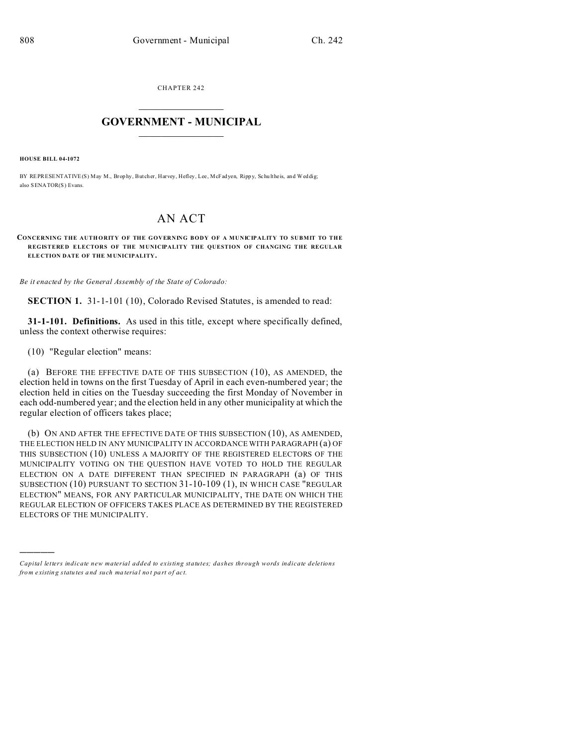CHAPTER 242

# GOVERNMENT - MUNICIPAL

**HOUSE BILL 04-1072**

BY REPRESENTATIVE(S) May M., Brophy, Butcher, Harvey, Hefley, Lee, McFadyen, Rippy, Schultheis, and Weddig; also SENATOR(S) Evans.

## AN ACT

**CONCERNING THE AUTHORITY OF THE GOVERNING BODY OF A MUNICIPALITY TO SUBMIT TO THE REGISTERED ELECTORS OF THE MUNICIPALITY THE QUESTION OF CHANGING THE REGULAR ELECTION DATE OF THE MUNICIPALITY.**

*Be it enacted by the General Assembly of the State of Colorado:*

**SECTION 1.** 31-1-101 (10), Colorado Revised Statutes, is amended to read:

**31-1-101. Definitions.** As used in this title, except where specifically defined, unless the context otherwise requires:

(10) "Regular election" means:

(a) BEFORE THE EFFECTIVE DATE OF THIS SUBSECTION (10), AS AMENDED, the election held in towns on the first Tuesday of April in each even-numbered year; the election held in cities on the Tuesday succeeding the first Monday of November in each odd-numbered year; and the election held in any other municipality at which the regular election of officers takes place;

(b) ON AND AFTER THE EFFECTIVE DATE OF THIS SUBSECTION (10), AS AMENDED, THE ELECTION HELD IN ANY MUNICIPALITY IN ACCORDANCE WITH PARAGRAPH (a) OF THIS SUBSECTION (10) UNLESS A MAJORITY OF THE REGISTERED ELECTORS OF THE MUNICIPALITY VOTING ON THE QUESTION HAVE VOTED TO HOLD THE REGULAR ELECTION ON A DATE DIFFERENT THAN SPECIFIED IN PARAGRAPH (a) OF THIS SUBSECTION (10) PURSUANT TO SECTION 31-10-109 (1), IN WHICH CASE "REGULAR ELECTION" MEANS, FOR ANY PARTICULAR MUNICIPALITY, THE DATE ON WHICH THE REGULAR ELECTION OF OFFICERS TAKES PLACE AS DETERMINED BY THE REGISTERED ELECTORS OF THE MUNICIPALITY.

---

*Capital letters indicate new material added to existing statutes; dashes through words indicate deletions from existing statutes and such material not part of act.*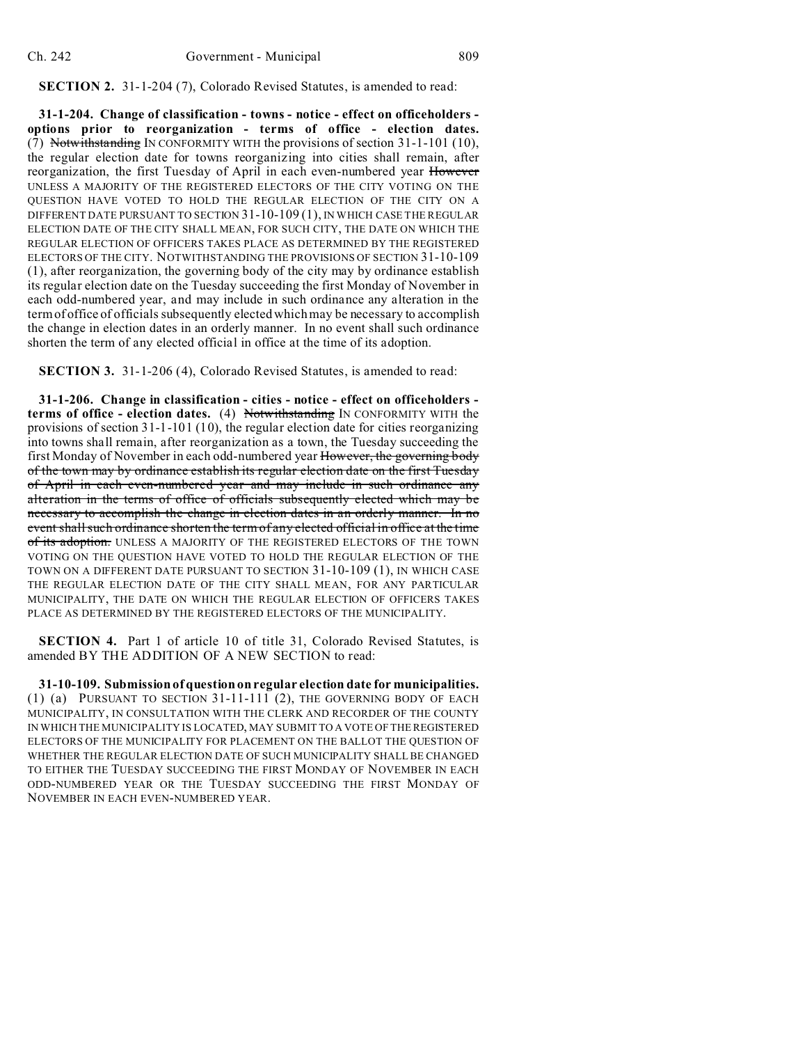**SECTION 2.** 31-1-204 (7), Colorado Revised Statutes, is amended to read:

**31-1-204. Change of classification - towns - notice - effect on officeholders - options prior to reorganization - terms of office - election dates.** (7) ~~Notwithstanding~~ IN CONFORMITY WITH the provisions of section 31-1-101 (10), the regular election date for towns reorganizing into cities shall remain, after reorganization, the first Tuesday of April in each even-numbered year ~~However~~ UNLESS A MAJORITY OF THE REGISTERED ELECTORS OF THE CITY VOTING ON THE QUESTION HAVE VOTED TO HOLD THE REGULAR ELECTION OF THE CITY ON A DIFFERENT DATE PURSUANT TO SECTION 31-10-109 (1), IN WHICH CASE THE REGULAR ELECTION DATE OF THE CITY SHALL MEAN, FOR SUCH CITY, THE DATE ON WHICH THE REGULAR ELECTION OF OFFICERS TAKES PLACE AS DETERMINED BY THE REGISTERED ELECTORS OF THE CITY. NOTWITHSTANDING THE PROVISIONS OF SECTION 31-10-109 (1), after reorganization, the governing body of the city may by ordinance establish its regular election date on the Tuesday succeeding the first Monday of November in each odd-numbered year, and may include in such ordinance any alteration in the term of office of officials subsequently elected which may be necessary to accomplish the change in election dates in an orderly manner. In no event shall such ordinance shorten the term of any elected official in office at the time of its adoption.

**SECTION 3.** 31-1-206 (4), Colorado Revised Statutes, is amended to read:

**31-1-206. Change in classification - cities - notice - effect on officeholders - terms of office - election dates.** (4) ~~Notwithstanding~~ IN CONFORMITY WITH the provisions of section 31-1-101 (10), the regular election date for cities reorganizing into towns shall remain, after reorganization as a town, the Tuesday succeeding the first Monday of November in each odd-numbered year ~~However, the governing body of the town may by ordinance establish its regular election date on the first Tuesday of April in each even-numbered year and may include in such ordinance any alteration in the terms of office of officials subsequently elected which may be necessary to accomplish the change in election dates in an orderly manner. In no event shall such ordinance shorten the term of any elected official in office at the time of its adoption.~~ UNLESS A MAJORITY OF THE REGISTERED ELECTORS OF THE TOWN VOTING ON THE QUESTION HAVE VOTED TO HOLD THE REGULAR ELECTION OF THE TOWN ON A DIFFERENT DATE PURSUANT TO SECTION 31-10-109 (1), IN WHICH CASE THE REGULAR ELECTION DATE OF THE CITY SHALL MEAN, FOR ANY PARTICULAR MUNICIPALITY, THE DATE ON WHICH THE REGULAR ELECTION OF OFFICERS TAKES PLACE AS DETERMINED BY THE REGISTERED ELECTORS OF THE MUNICIPALITY.

**SECTION 4.** Part 1 of article 10 of title 31, Colorado Revised Statutes, is amended BY THE ADDITION OF A NEW SECTION to read:

**31-10-109. Submission of question on regular election date for municipalities.** (1) (a) PURSUANT TO SECTION 31-11-111 (2), THE GOVERNING BODY OF EACH MUNICIPALITY, IN CONSULTATION WITH THE CLERK AND RECORDER OF THE COUNTY IN WHICH THE MUNICIPALITY IS LOCATED, MAY SUBMIT TO A VOTE OF THE REGISTERED ELECTORS OF THE MUNICIPALITY FOR PLACEMENT ON THE BALLOT THE QUESTION OF WHETHER THE REGULAR ELECTION DATE OF SUCH MUNICIPALITY SHALL BE CHANGED TO EITHER THE TUESDAY SUCCEEDING THE FIRST MONDAY OF NOVEMBER IN EACH ODD-NUMBERED YEAR OR THE TUESDAY SUCCEEDING THE FIRST MONDAY OF NOVEMBER IN EACH EVEN-NUMBERED YEAR.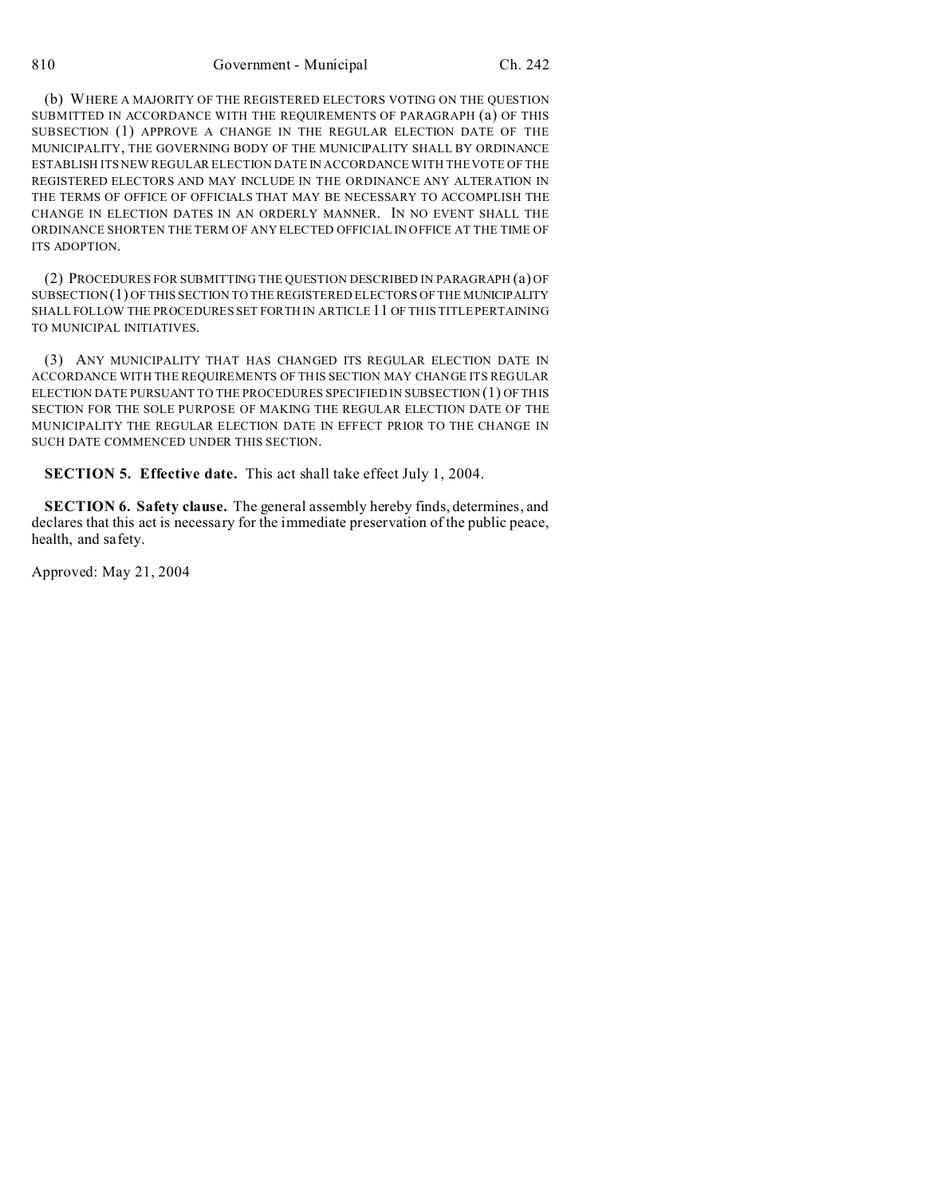(b) WHERE A MAJORITY OF THE REGISTERED ELECTORS VOTING ON THE QUESTION SUBMITTED IN ACCORDANCE WITH THE REQUIREMENTS OF PARAGRAPH (a) OF THIS SUBSECTION (1) APPROVE A CHANGE IN THE REGULAR ELECTION DATE OF THE MUNICIPALITY, THE GOVERNING BODY OF THE MUNICIPALITY SHALL BY ORDINANCE ESTABLISH ITS NEW REGULAR ELECTION DATE IN ACCORDANCE WITH THE VOTE OF THE REGISTERED ELECTORS AND MAY INCLUDE IN THE ORDINANCE ANY ALTERATION IN THE TERMS OF OFFICE OF OFFICIALS THAT MAY BE NECESSARY TO ACCOMPLISH THE CHANGE IN ELECTION DATES IN AN ORDERLY MANNER. IN NO EVENT SHALL THE ORDINANCE SHORTEN THE TERM OF ANY ELECTED OFFICIAL IN OFFICE AT THE TIME OF ITS ADOPTION.

(2) PROCEDURES FOR SUBMITTING THE QUESTION DESCRIBED IN PARAGRAPH (a) OF SUBSECTION (1) OF THIS SECTION TO THE REGISTERED ELECTORS OF THE MUNICIPALITY SHALL FOLLOW THE PROCEDURES SET FORTH IN ARTICLE 11 OF THIS TITLE PERTAINING TO MUNICIPAL INITIATIVES.

(3) ANY MUNICIPALITY THAT HAS CHANGED ITS REGULAR ELECTION DATE IN ACCORDANCE WITH THE REQUIREMENTS OF THIS SECTION MAY CHANGE ITS REGULAR ELECTION DATE PURSUANT TO THE PROCEDURES SPECIFIED IN SUBSECTION (1) OF THIS SECTION FOR THE SOLE PURPOSE OF MAKING THE REGULAR ELECTION DATE OF THE MUNICIPALITY THE REGULAR ELECTION DATE IN EFFECT PRIOR TO THE CHANGE IN SUCH DATE COMMENCED UNDER THIS SECTION.

**SECTION 5. Effective date.** This act shall take effect July 1, 2004.

**SECTION 6. Safety clause.** The general assembly hereby finds, determines, and declares that this act is necessary for the immediate preservation of the public peace, health, and safety.

Approved: May 21, 2004